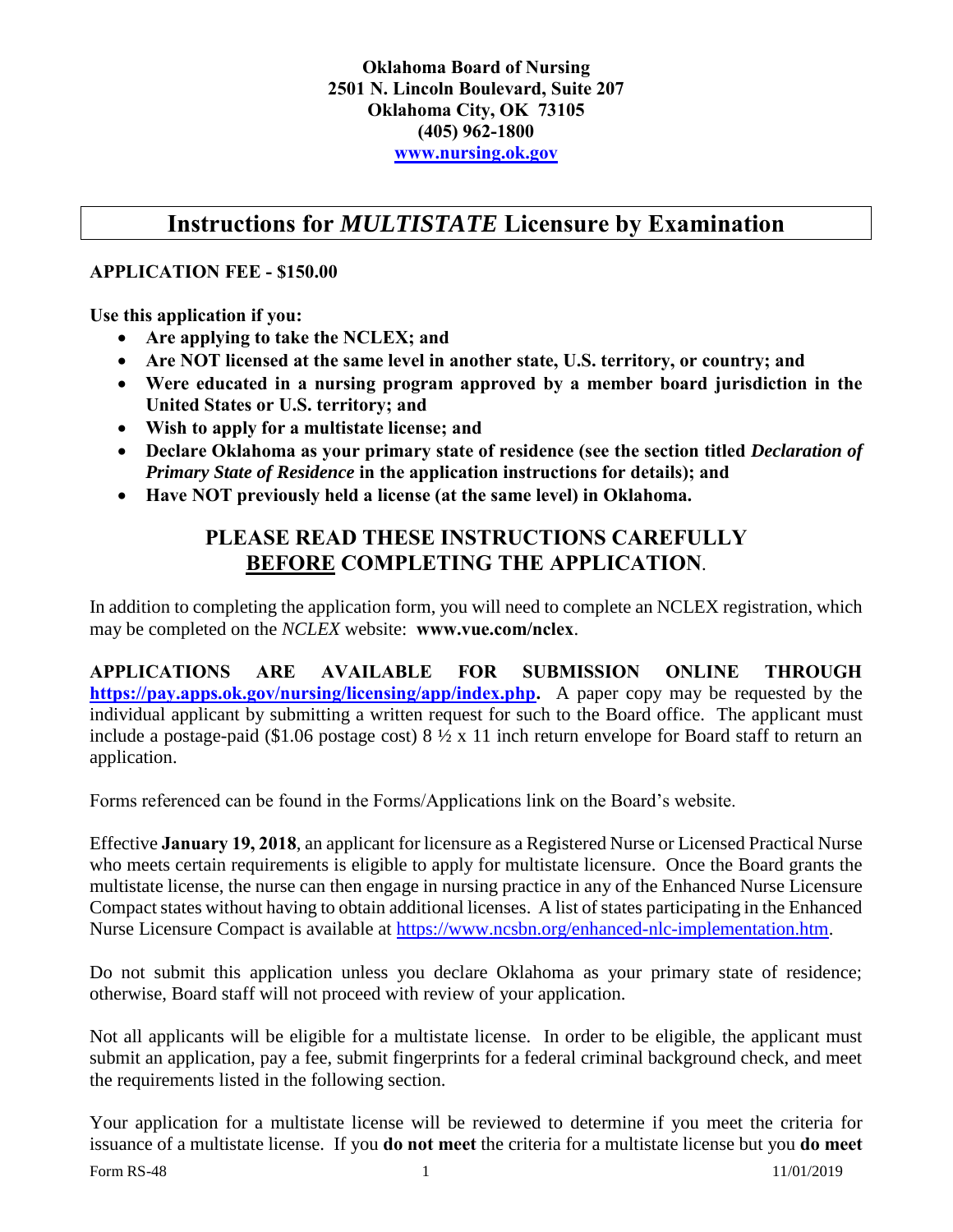**Oklahoma Board of Nursing**
**2501 N. Lincoln Boulevard, Suite 207**
**Oklahoma City, OK 73105**
**(405) 962-1800**
**[www.nursing.ok.gov](www.nursing.ok.gov)**

# Instructions for *MULTISTATE* Licensure by Examination

**APPLICATION FEE - $150.00**

**Use this application if you:**

- **Are applying to take the NCLEX; and**
- **Are NOT licensed at the same level in another state, U.S. territory, or country; and**
- **Were educated in a nursing program approved by a member board jurisdiction in the United States or U.S. territory; and**
- **Wish to apply for a multistate license; and**
- **Declare Oklahoma as your primary state of residence (see the section titled *Declaration of Primary State of Residence* in the application instructions for details); and**
- **Have NOT previously held a license (at the same level) in Oklahoma.**

## PLEASE READ THESE INSTRUCTIONS CAREFULLY BEFORE COMPLETING THE APPLICATION.

In addition to completing the application form, you will need to complete an NCLEX registration, which may be completed on the *NCLEX* website: **www.vue.com/nclex**.

**APPLICATIONS ARE AVAILABLE FOR SUBMISSION ONLINE THROUGH [https://pay.apps.ok.gov/nursing/licensing/app/index.php](https://pay.apps.ok.gov/nursing/licensing/app/index.php).** A paper copy may be requested by the individual applicant by submitting a written request for such to the Board office. The applicant must include a postage-paid ($1.06 postage cost) 8 ½ x 11 inch return envelope for Board staff to return an application.

Forms referenced can be found in the Forms/Applications link on the Board's website.

Effective **January 19, 2018**, an applicant for licensure as a Registered Nurse or Licensed Practical Nurse who meets certain requirements is eligible to apply for multistate licensure. Once the Board grants the multistate license, the nurse can then engage in nursing practice in any of the Enhanced Nurse Licensure Compact states without having to obtain additional licenses. A list of states participating in the Enhanced Nurse Licensure Compact is available at [https://www.ncsbn.org/enhanced-nlc-implementation.htm](https://www.ncsbn.org/enhanced-nlc-implementation.htm).

Do not submit this application unless you declare Oklahoma as your primary state of residence; otherwise, Board staff will not proceed with review of your application.

Not all applicants will be eligible for a multistate license. In order to be eligible, the applicant must submit an application, pay a fee, submit fingerprints for a federal criminal background check, and meet the requirements listed in the following section.

Your application for a multistate license will be reviewed to determine if you meet the criteria for issuance of a multistate license. If you **do not meet** the criteria for a multistate license but you **do meet**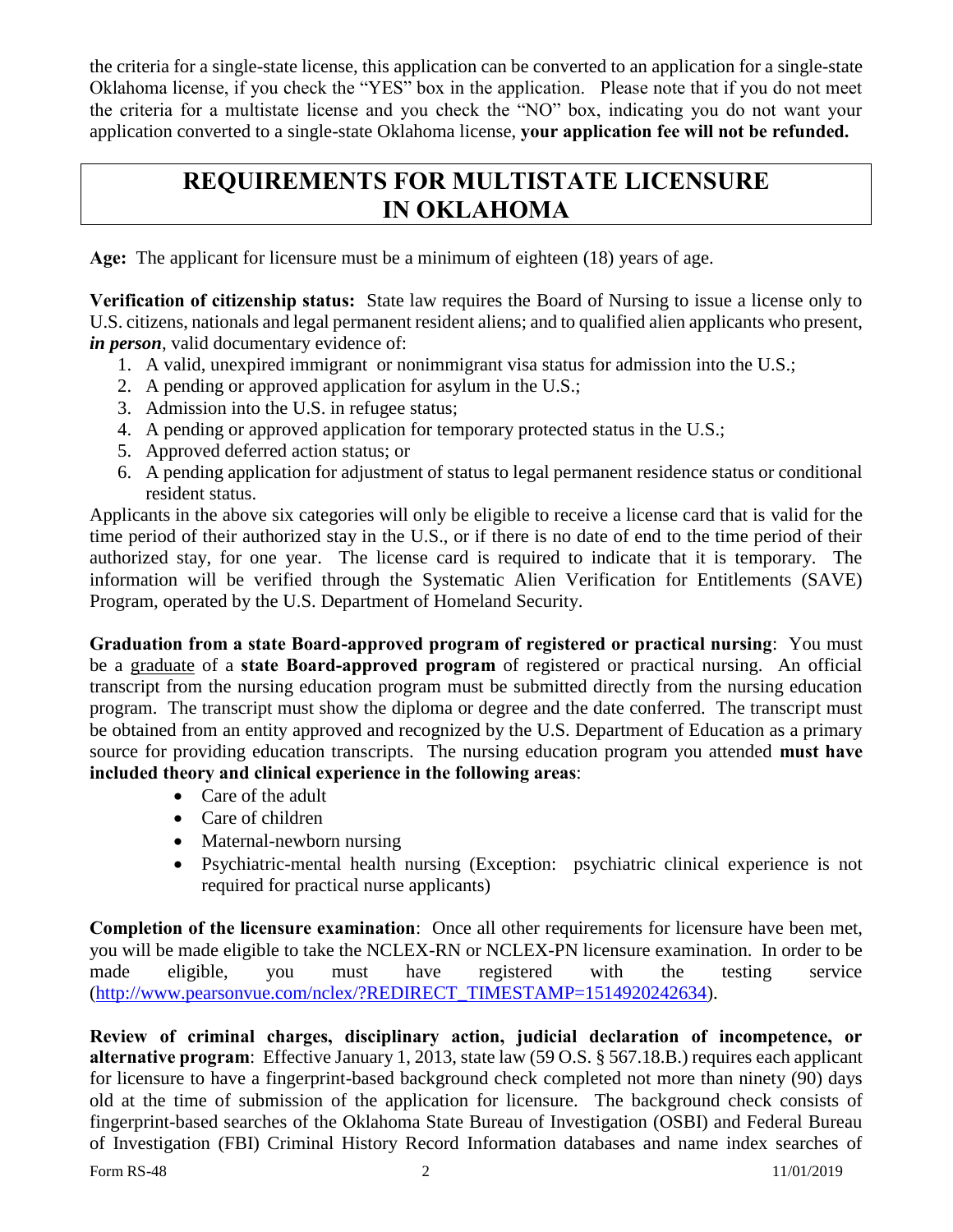the criteria for a single-state license, this application can be converted to an application for a single-state Oklahoma license, if you check the "YES" box in the application. Please note that if you do not meet the criteria for a multistate license and you check the "NO" box, indicating you do not want your application converted to a single-state Oklahoma license, **your application fee will not be refunded.**

# REQUIREMENTS FOR MULTISTATE LICENSURE IN OKLAHOMA

**Age:** The applicant for licensure must be a minimum of eighteen (18) years of age.

**Verification of citizenship status:** State law requires the Board of Nursing to issue a license only to U.S. citizens, nationals and legal permanent resident aliens; and to qualified alien applicants who present, ***in person***, valid documentary evidence of:

1. A valid, unexpired immigrant or nonimmigrant visa status for admission into the U.S.;
2. A pending or approved application for asylum in the U.S.;
3. Admission into the U.S. in refugee status;
4. A pending or approved application for temporary protected status in the U.S.;
5. Approved deferred action status; or
6. A pending application for adjustment of status to legal permanent residence status or conditional resident status.

Applicants in the above six categories will only be eligible to receive a license card that is valid for the time period of their authorized stay in the U.S., or if there is no date of end to the time period of their authorized stay, for one year. The license card is required to indicate that it is temporary. The information will be verified through the Systematic Alien Verification for Entitlements (SAVE) Program, operated by the U.S. Department of Homeland Security.

**Graduation from a state Board-approved program of registered or practical nursing**: You must be a graduate of a **state Board-approved program** of registered or practical nursing. An official transcript from the nursing education program must be submitted directly from the nursing education program. The transcript must show the diploma or degree and the date conferred. The transcript must be obtained from an entity approved and recognized by the U.S. Department of Education as a primary source for providing education transcripts. The nursing education program you attended **must have included theory and clinical experience in the following areas**:

- Care of the adult
- Care of children
- Maternal-newborn nursing
- Psychiatric-mental health nursing (Exception: psychiatric clinical experience is not required for practical nurse applicants)

**Completion of the licensure examination**: Once all other requirements for licensure have been met, you will be made eligible to take the NCLEX-RN or NCLEX-PN licensure examination. In order to be made eligible, you must have registered with the testing service (http://www.pearsonvue.com/nclex/?REDIRECT_TIMESTAMP=1514920242634).

**Review of criminal charges, disciplinary action, judicial declaration of incompetence, or alternative program**: Effective January 1, 2013, state law (59 O.S. § 567.18.B.) requires each applicant for licensure to have a fingerprint-based background check completed not more than ninety (90) days old at the time of submission of the application for licensure. The background check consists of fingerprint-based searches of the Oklahoma State Bureau of Investigation (OSBI) and Federal Bureau of Investigation (FBI) Criminal History Record Information databases and name index searches of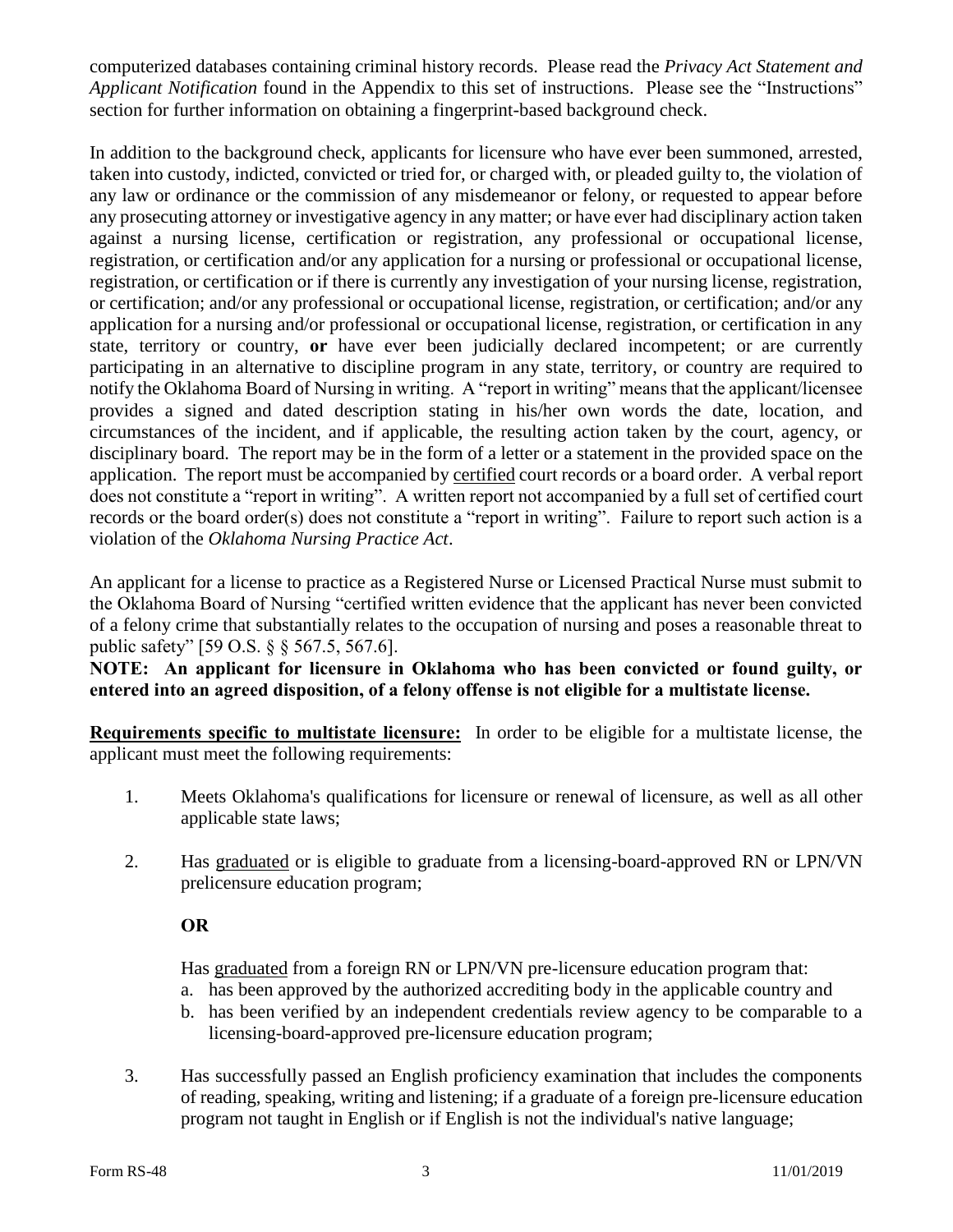computerized databases containing criminal history records. Please read the *Privacy Act Statement and Applicant Notification* found in the Appendix to this set of instructions. Please see the "Instructions" section for further information on obtaining a fingerprint-based background check.

In addition to the background check, applicants for licensure who have ever been summoned, arrested, taken into custody, indicted, convicted or tried for, or charged with, or pleaded guilty to, the violation of any law or ordinance or the commission of any misdemeanor or felony, or requested to appear before any prosecuting attorney or investigative agency in any matter; or have ever had disciplinary action taken against a nursing license, certification or registration, any professional or occupational license, registration, or certification and/or any application for a nursing or professional or occupational license, registration, or certification or if there is currently any investigation of your nursing license, registration, or certification; and/or any professional or occupational license, registration, or certification; and/or any application for a nursing and/or professional or occupational license, registration, or certification in any state, territory or country, **or** have ever been judicially declared incompetent; or are currently participating in an alternative to discipline program in any state, territory, or country are required to notify the Oklahoma Board of Nursing in writing. A "report in writing" means that the applicant/licensee provides a signed and dated description stating in his/her own words the date, location, and circumstances of the incident, and if applicable, the resulting action taken by the court, agency, or disciplinary board. The report may be in the form of a letter or a statement in the provided space on the application. The report must be accompanied by certified court records or a board order. A verbal report does not constitute a "report in writing". A written report not accompanied by a full set of certified court records or the board order(s) does not constitute a "report in writing". Failure to report such action is a violation of the *Oklahoma Nursing Practice Act*.

An applicant for a license to practice as a Registered Nurse or Licensed Practical Nurse must submit to the Oklahoma Board of Nursing "certified written evidence that the applicant has never been convicted of a felony crime that substantially relates to the occupation of nursing and poses a reasonable threat to public safety" [59 O.S. § § 567.5, 567.6].

**NOTE: An applicant for licensure in Oklahoma who has been convicted or found guilty, or entered into an agreed disposition, of a felony offense is not eligible for a multistate license.**

**Requirements specific to multistate licensure:** In order to be eligible for a multistate license, the applicant must meet the following requirements:

1. Meets Oklahoma's qualifications for licensure or renewal of licensure, as well as all other applicable state laws;

2. Has graduated or is eligible to graduate from a licensing-board-approved RN or LPN/VN prelicensure education program;

   **OR**

   Has graduated from a foreign RN or LPN/VN pre-licensure education program that:
   a. has been approved by the authorized accrediting body in the applicable country and
   b. has been verified by an independent credentials review agency to be comparable to a licensing-board-approved pre-licensure education program;

3. Has successfully passed an English proficiency examination that includes the components of reading, speaking, writing and listening; if a graduate of a foreign pre-licensure education program not taught in English or if English is not the individual's native language;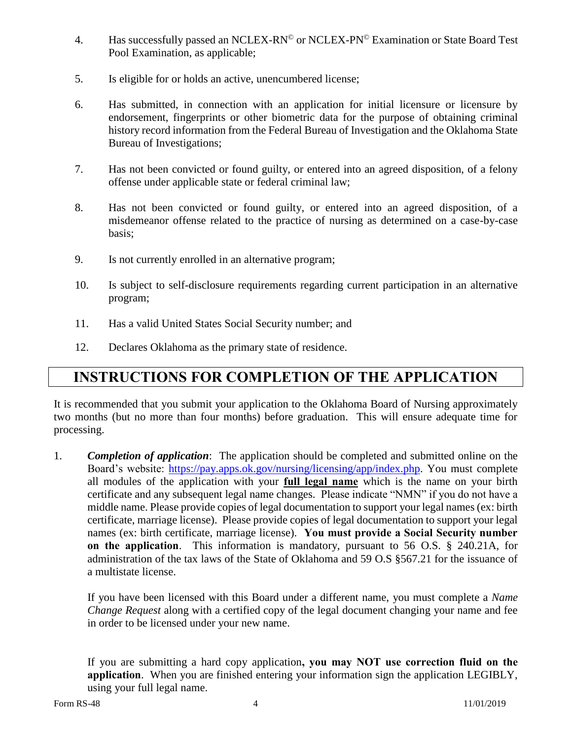4. Has successfully passed an NCLEX-RN© or NCLEX-PN© Examination or State Board Test Pool Examination, as applicable;

5. Is eligible for or holds an active, unencumbered license;

6. Has submitted, in connection with an application for initial licensure or licensure by endorsement, fingerprints or other biometric data for the purpose of obtaining criminal history record information from the Federal Bureau of Investigation and the Oklahoma State Bureau of Investigations;

7. Has not been convicted or found guilty, or entered into an agreed disposition, of a felony offense under applicable state or federal criminal law;

8. Has not been convicted or found guilty, or entered into an agreed disposition, of a misdemeanor offense related to the practice of nursing as determined on a case-by-case basis;

9. Is not currently enrolled in an alternative program;

10. Is subject to self-disclosure requirements regarding current participation in an alternative program;

11. Has a valid United States Social Security number; and

12. Declares Oklahoma as the primary state of residence.

# INSTRUCTIONS FOR COMPLETION OF THE APPLICATION

It is recommended that you submit your application to the Oklahoma Board of Nursing approximately two months (but no more than four months) before graduation. This will ensure adequate time for processing.

1. ***Completion of application***: The application should be completed and submitted online on the Board's website: https://pay.apps.ok.gov/nursing/licensing/app/index.php. You must complete all modules of the application with your **full legal name** which is the name on your birth certificate and any subsequent legal name changes. Please indicate "NMN" if you do not have a middle name. Please provide copies of legal documentation to support your legal names (ex: birth certificate, marriage license). Please provide copies of legal documentation to support your legal names (ex: birth certificate, marriage license). **You must provide a Social Security number on the application**. This information is mandatory, pursuant to 56 O.S. § 240.21A, for administration of the tax laws of the State of Oklahoma and 59 O.S §567.21 for the issuance of a multistate license.

   If you have been licensed with this Board under a different name, you must complete a *Name Change Request* along with a certified copy of the legal document changing your name and fee in order to be licensed under your new name.

   If you are submitting a hard copy application**, you may NOT use correction fluid on the application**. When you are finished entering your information sign the application LEGIBLY, using your full legal name.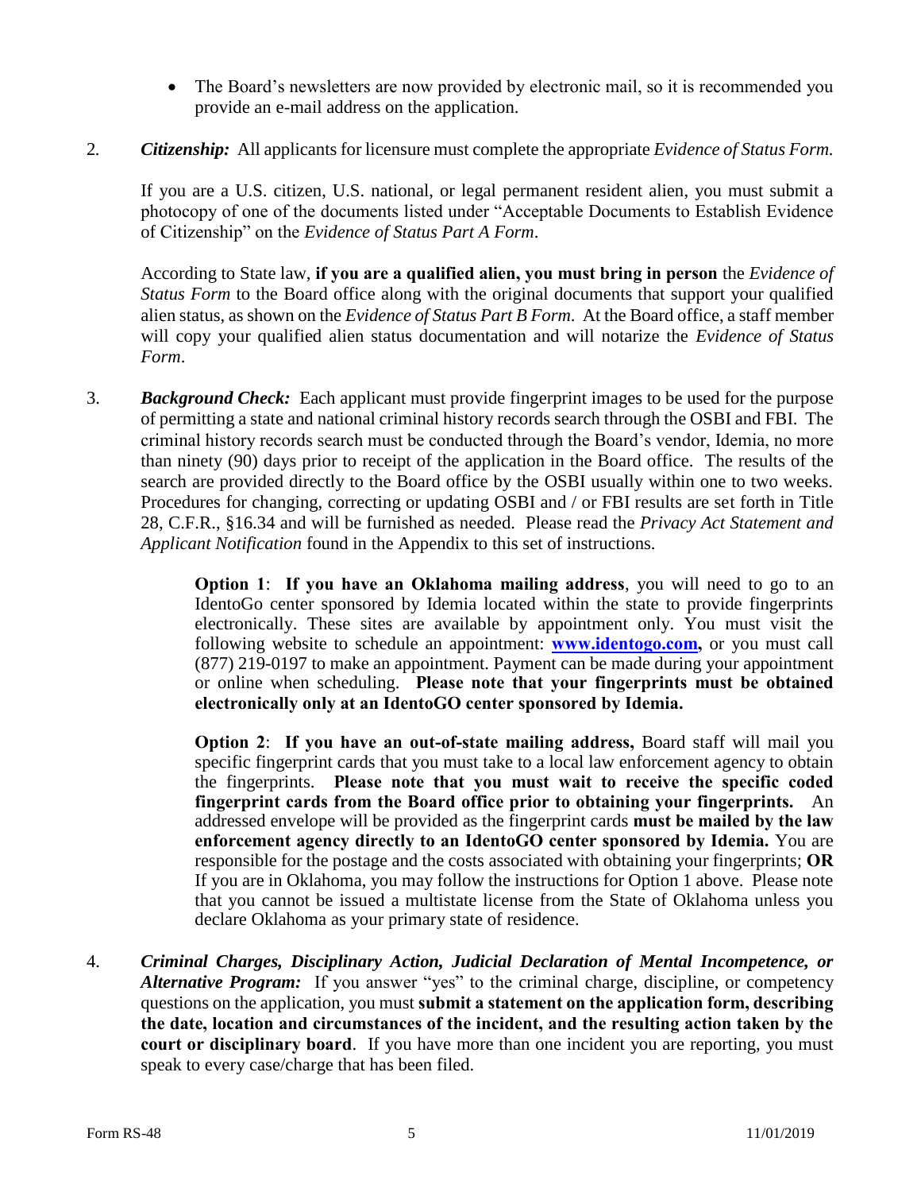- The Board's newsletters are now provided by electronic mail, so it is recommended you provide an e-mail address on the application.

2. ***Citizenship:*** All applicants for licensure must complete the appropriate *Evidence of Status Form*.

   If you are a U.S. citizen, U.S. national, or legal permanent resident alien, you must submit a photocopy of one of the documents listed under "Acceptable Documents to Establish Evidence of Citizenship" on the *Evidence of Status Part A Form*.

   According to State law, **if you are a qualified alien, you must bring in person** the *Evidence of Status Form* to the Board office along with the original documents that support your qualified alien status, as shown on the *Evidence of Status Part B Form*. At the Board office, a staff member will copy your qualified alien status documentation and will notarize the *Evidence of Status Form*.

3. ***Background Check:*** Each applicant must provide fingerprint images to be used for the purpose of permitting a state and national criminal history records search through the OSBI and FBI. The criminal history records search must be conducted through the Board's vendor, Idemia, no more than ninety (90) days prior to receipt of the application in the Board office. The results of the search are provided directly to the Board office by the OSBI usually within one to two weeks. Procedures for changing, correcting or updating OSBI and / or FBI results are set forth in Title 28, C.F.R., §16.34 and will be furnished as needed. Please read the *Privacy Act Statement and Applicant Notification* found in the Appendix to this set of instructions.

   **Option 1**: **If you have an Oklahoma mailing address**, you will need to go to an IdentoGo center sponsored by Idemia located within the state to provide fingerprints electronically. These sites are available by appointment only. You must visit the following website to schedule an appointment: **[www.identogo.com](www.identogo.com),** or you must call (877) 219-0197 to make an appointment. Payment can be made during your appointment or online when scheduling. **Please note that your fingerprints must be obtained electronically only at an IdentoGO center sponsored by Idemia.**

   **Option 2**: **If you have an out-of-state mailing address,** Board staff will mail you specific fingerprint cards that you must take to a local law enforcement agency to obtain the fingerprints. **Please note that you must wait to receive the specific coded fingerprint cards from the Board office prior to obtaining your fingerprints.** An addressed envelope will be provided as the fingerprint cards **must be mailed by the law enforcement agency directly to an IdentoGO center sponsored by Idemia.** You are responsible for the postage and the costs associated with obtaining your fingerprints; **OR** If you are in Oklahoma, you may follow the instructions for Option 1 above. Please note that you cannot be issued a multistate license from the State of Oklahoma unless you declare Oklahoma as your primary state of residence.

4. ***Criminal Charges, Disciplinary Action, Judicial Declaration of Mental Incompetence, or Alternative Program:*** If you answer "yes" to the criminal charge, discipline, or competency questions on the application, you must **submit a statement on the application form, describing the date, location and circumstances of the incident, and the resulting action taken by the court or disciplinary board**. If you have more than one incident you are reporting, you must speak to every case/charge that has been filed.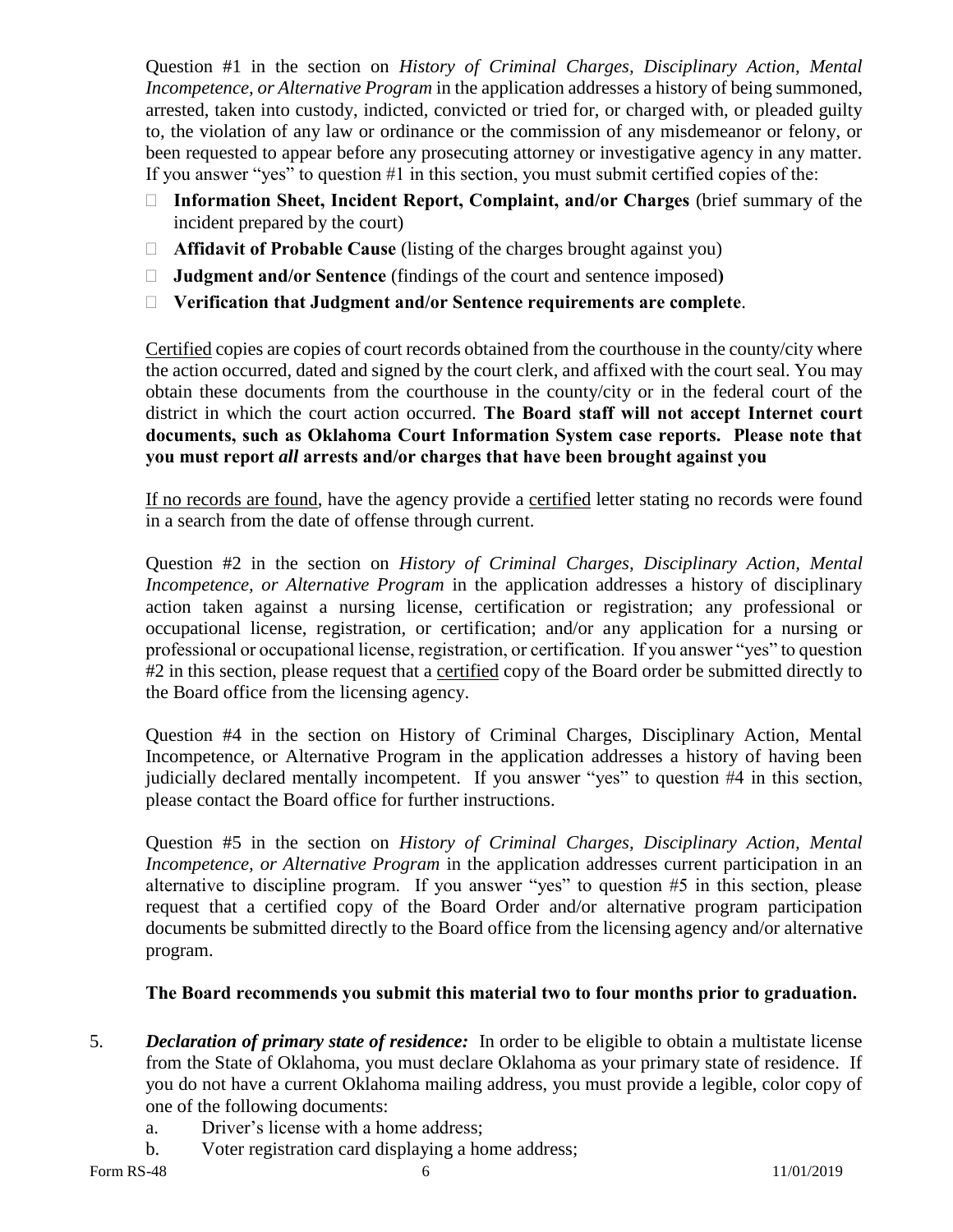Question #1 in the section on *History of Criminal Charges, Disciplinary Action, Mental Incompetence, or Alternative Program* in the application addresses a history of being summoned, arrested, taken into custody, indicted, convicted or tried for, or charged with, or pleaded guilty to, the violation of any law or ordinance or the commission of any misdemeanor or felony, or been requested to appear before any prosecuting attorney or investigative agency in any matter. If you answer "yes" to question #1 in this section, you must submit certified copies of the:

- **Information Sheet, Incident Report, Complaint, and/or Charges** (brief summary of the incident prepared by the court)
- **Affidavit of Probable Cause** (listing of the charges brought against you)
- **Judgment and/or Sentence** (findings of the court and sentence imposed**)**
- **Verification that Judgment and/or Sentence requirements are complete**.

Certified copies are copies of court records obtained from the courthouse in the county/city where the action occurred, dated and signed by the court clerk, and affixed with the court seal. You may obtain these documents from the courthouse in the county/city or in the federal court of the district in which the court action occurred. **The Board staff will not accept Internet court documents, such as Oklahoma Court Information System case reports. Please note that you must report *all* arrests and/or charges that have been brought against you**

If no records are found, have the agency provide a certified letter stating no records were found in a search from the date of offense through current.

Question #2 in the section on *History of Criminal Charges, Disciplinary Action, Mental Incompetence, or Alternative Program* in the application addresses a history of disciplinary action taken against a nursing license, certification or registration; any professional or occupational license, registration, or certification; and/or any application for a nursing or professional or occupational license, registration, or certification. If you answer "yes" to question #2 in this section, please request that a certified copy of the Board order be submitted directly to the Board office from the licensing agency.

Question #4 in the section on History of Criminal Charges, Disciplinary Action, Mental Incompetence, or Alternative Program in the application addresses a history of having been judicially declared mentally incompetent. If you answer "yes" to question #4 in this section, please contact the Board office for further instructions.

Question #5 in the section on *History of Criminal Charges, Disciplinary Action, Mental Incompetence, or Alternative Program* in the application addresses current participation in an alternative to discipline program. If you answer "yes" to question #5 in this section, please request that a certified copy of the Board Order and/or alternative program participation documents be submitted directly to the Board office from the licensing agency and/or alternative program.

**The Board recommends you submit this material two to four months prior to graduation.**

5. ***Declaration of primary state of residence:*** In order to be eligible to obtain a multistate license from the State of Oklahoma, you must declare Oklahoma as your primary state of residence. If you do not have a current Oklahoma mailing address, you must provide a legible, color copy of one of the following documents:
   a. Driver's license with a home address;
   b. Voter registration card displaying a home address;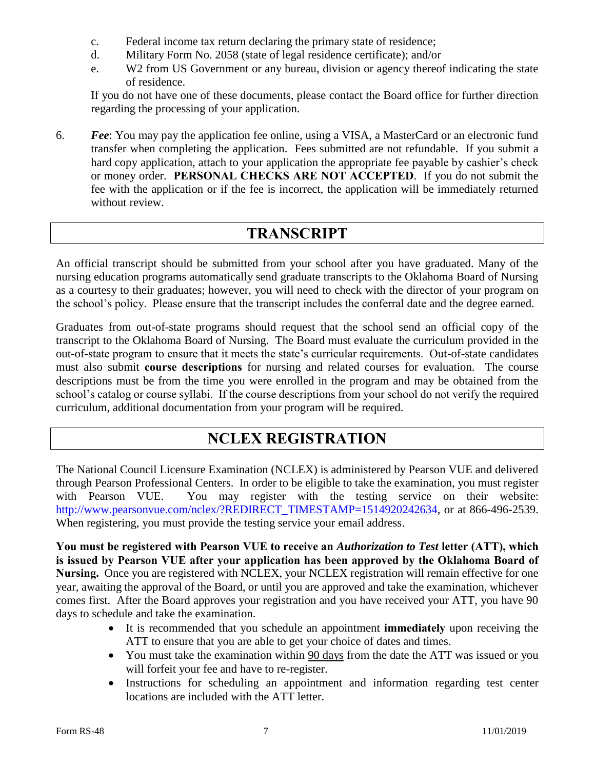c. Federal income tax return declaring the primary state of residence;
d. Military Form No. 2058 (state of legal residence certificate); and/or
e. W2 from US Government or any bureau, division or agency thereof indicating the state of residence.

If you do not have one of these documents, please contact the Board office for further direction regarding the processing of your application.

6. ***Fee***: You may pay the application fee online, using a VISA, a MasterCard or an electronic fund transfer when completing the application. Fees submitted are not refundable. If you submit a hard copy application, attach to your application the appropriate fee payable by cashier's check or money order. **PERSONAL CHECKS ARE NOT ACCEPTED**. If you do not submit the fee with the application or if the fee is incorrect, the application will be immediately returned without review.

## TRANSCRIPT

An official transcript should be submitted from your school after you have graduated. Many of the nursing education programs automatically send graduate transcripts to the Oklahoma Board of Nursing as a courtesy to their graduates; however, you will need to check with the director of your program on the school's policy. Please ensure that the transcript includes the conferral date and the degree earned.

Graduates from out-of-state programs should request that the school send an official copy of the transcript to the Oklahoma Board of Nursing. The Board must evaluate the curriculum provided in the out-of-state program to ensure that it meets the state's curricular requirements. Out-of-state candidates must also submit **course descriptions** for nursing and related courses for evaluation. The course descriptions must be from the time you were enrolled in the program and may be obtained from the school's catalog or course syllabi. If the course descriptions from your school do not verify the required curriculum, additional documentation from your program will be required.

## NCLEX REGISTRATION

The National Council Licensure Examination (NCLEX) is administered by Pearson VUE and delivered through Pearson Professional Centers. In order to be eligible to take the examination, you must register with Pearson VUE. You may register with the testing service on their website: http://www.pearsonvue.com/nclex/?REDIRECT_TIMESTAMP=1514920242634, or at 866-496-2539. When registering, you must provide the testing service your email address.

**You must be registered with Pearson VUE to receive an *Authorization to Test* letter (ATT), which is issued by Pearson VUE after your application has been approved by the Oklahoma Board of Nursing.** Once you are registered with NCLEX, your NCLEX registration will remain effective for one year, awaiting the approval of the Board, or until you are approved and take the examination, whichever comes first. After the Board approves your registration and you have received your ATT, you have 90 days to schedule and take the examination.

- It is recommended that you schedule an appointment **immediately** upon receiving the ATT to ensure that you are able to get your choice of dates and times.
- You must take the examination within 90 days from the date the ATT was issued or you will forfeit your fee and have to re-register.
- Instructions for scheduling an appointment and information regarding test center locations are included with the ATT letter.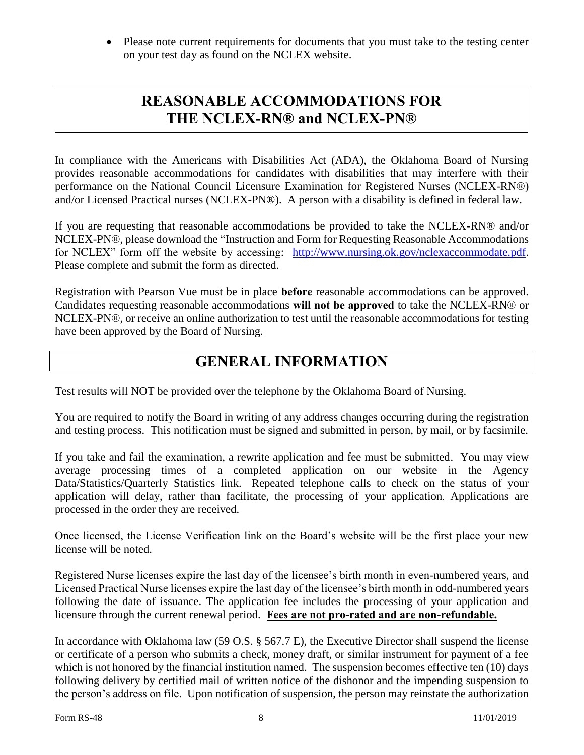- Please note current requirements for documents that you must take to the testing center on your test day as found on the NCLEX website.

## REASONABLE ACCOMMODATIONS FOR THE NCLEX-RN® and NCLEX-PN®

In compliance with the Americans with Disabilities Act (ADA), the Oklahoma Board of Nursing provides reasonable accommodations for candidates with disabilities that may interfere with their performance on the National Council Licensure Examination for Registered Nurses (NCLEX-RN®) and/or Licensed Practical nurses (NCLEX-PN®). A person with a disability is defined in federal law.

If you are requesting that reasonable accommodations be provided to take the NCLEX-RN® and/or NCLEX-PN®, please download the "Instruction and Form for Requesting Reasonable Accommodations for NCLEX" form off the website by accessing: http://www.nursing.ok.gov/nclexaccommodate.pdf. Please complete and submit the form as directed.

Registration with Pearson Vue must be in place **before** reasonable accommodations can be approved. Candidates requesting reasonable accommodations **will not be approved** to take the NCLEX-RN® or NCLEX-PN®, or receive an online authorization to test until the reasonable accommodations for testing have been approved by the Board of Nursing.

## GENERAL INFORMATION

Test results will NOT be provided over the telephone by the Oklahoma Board of Nursing.

You are required to notify the Board in writing of any address changes occurring during the registration and testing process. This notification must be signed and submitted in person, by mail, or by facsimile.

If you take and fail the examination, a rewrite application and fee must be submitted. You may view average processing times of a completed application on our website in the Agency Data/Statistics/Quarterly Statistics link. Repeated telephone calls to check on the status of your application will delay, rather than facilitate, the processing of your application. Applications are processed in the order they are received.

Once licensed, the License Verification link on the Board's website will be the first place your new license will be noted.

Registered Nurse licenses expire the last day of the licensee's birth month in even-numbered years, and Licensed Practical Nurse licenses expire the last day of the licensee's birth month in odd-numbered years following the date of issuance. The application fee includes the processing of your application and licensure through the current renewal period. **Fees are not pro-rated and are non-refundable.**

In accordance with Oklahoma law (59 O.S. § 567.7 E), the Executive Director shall suspend the license or certificate of a person who submits a check, money draft, or similar instrument for payment of a fee which is not honored by the financial institution named. The suspension becomes effective ten (10) days following delivery by certified mail of written notice of the dishonor and the impending suspension to the person's address on file. Upon notification of suspension, the person may reinstate the authorization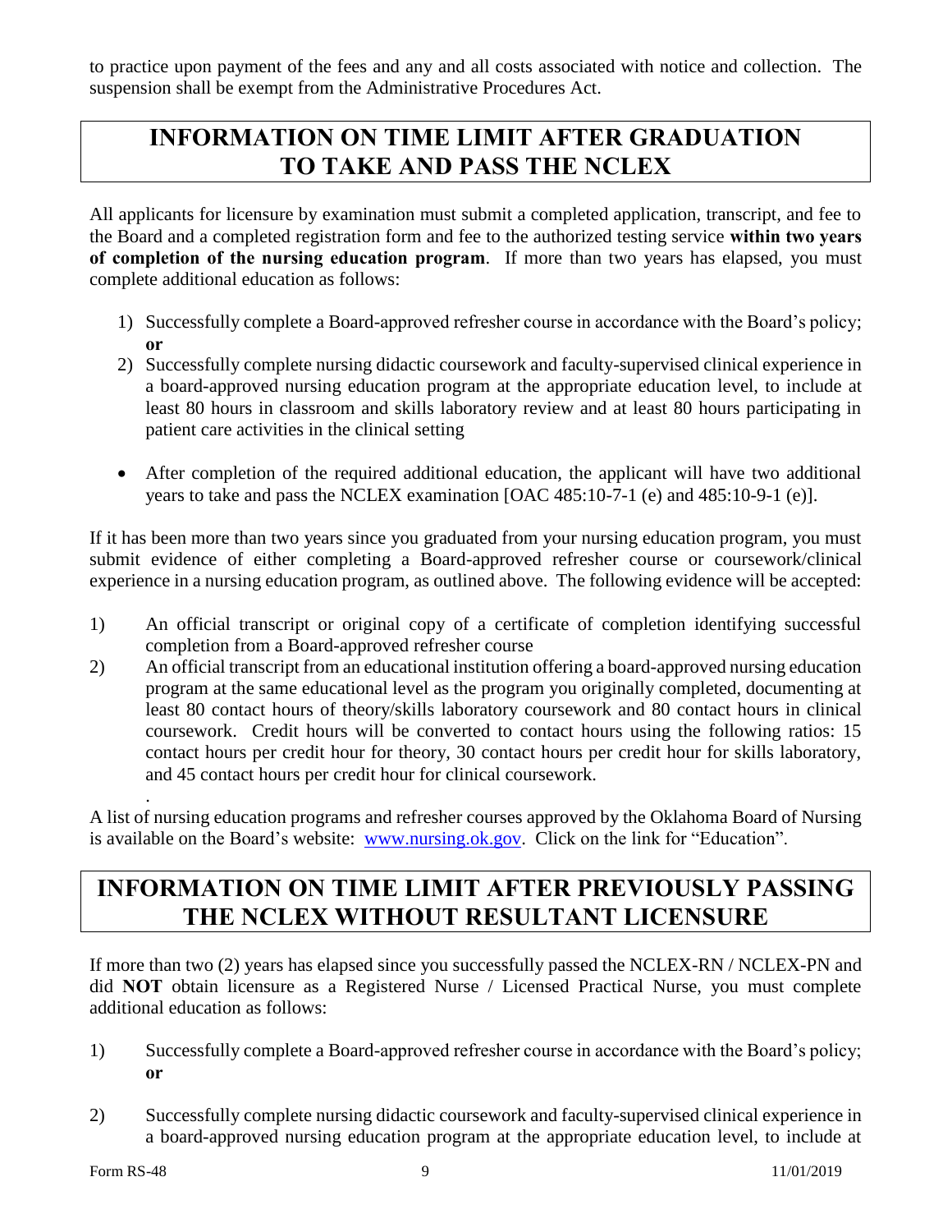to practice upon payment of the fees and any and all costs associated with notice and collection. The suspension shall be exempt from the Administrative Procedures Act.

## INFORMATION ON TIME LIMIT AFTER GRADUATION TO TAKE AND PASS THE NCLEX

All applicants for licensure by examination must submit a completed application, transcript, and fee to the Board and a completed registration form and fee to the authorized testing service **within two years of completion of the nursing education program**. If more than two years has elapsed, you must complete additional education as follows:

1) Successfully complete a Board-approved refresher course in accordance with the Board's policy; **or**
2) Successfully complete nursing didactic coursework and faculty-supervised clinical experience in a board-approved nursing education program at the appropriate education level, to include at least 80 hours in classroom and skills laboratory review and at least 80 hours participating in patient care activities in the clinical setting

- After completion of the required additional education, the applicant will have two additional years to take and pass the NCLEX examination [OAC 485:10-7-1 (e) and 485:10-9-1 (e)].

If it has been more than two years since you graduated from your nursing education program, you must submit evidence of either completing a Board-approved refresher course or coursework/clinical experience in a nursing education program, as outlined above. The following evidence will be accepted:

1) An official transcript or original copy of a certificate of completion identifying successful completion from a Board-approved refresher course
2) An official transcript from an educational institution offering a board-approved nursing education program at the same educational level as the program you originally completed, documenting at least 80 contact hours of theory/skills laboratory coursework and 80 contact hours in clinical coursework. Credit hours will be converted to contact hours using the following ratios: 15 contact hours per credit hour for theory, 30 contact hours per credit hour for skills laboratory, and 45 contact hours per credit hour for clinical coursework.

A list of nursing education programs and refresher courses approved by the Oklahoma Board of Nursing is available on the Board's website: [www.nursing.ok.gov](http://www.nursing.ok.gov). Click on the link for "Education".

## INFORMATION ON TIME LIMIT AFTER PREVIOUSLY PASSING THE NCLEX WITHOUT RESULTANT LICENSURE

If more than two (2) years has elapsed since you successfully passed the NCLEX-RN / NCLEX-PN and did **NOT** obtain licensure as a Registered Nurse / Licensed Practical Nurse, you must complete additional education as follows:

1) Successfully complete a Board-approved refresher course in accordance with the Board's policy; **or**

2) Successfully complete nursing didactic coursework and faculty-supervised clinical experience in a board-approved nursing education program at the appropriate education level, to include at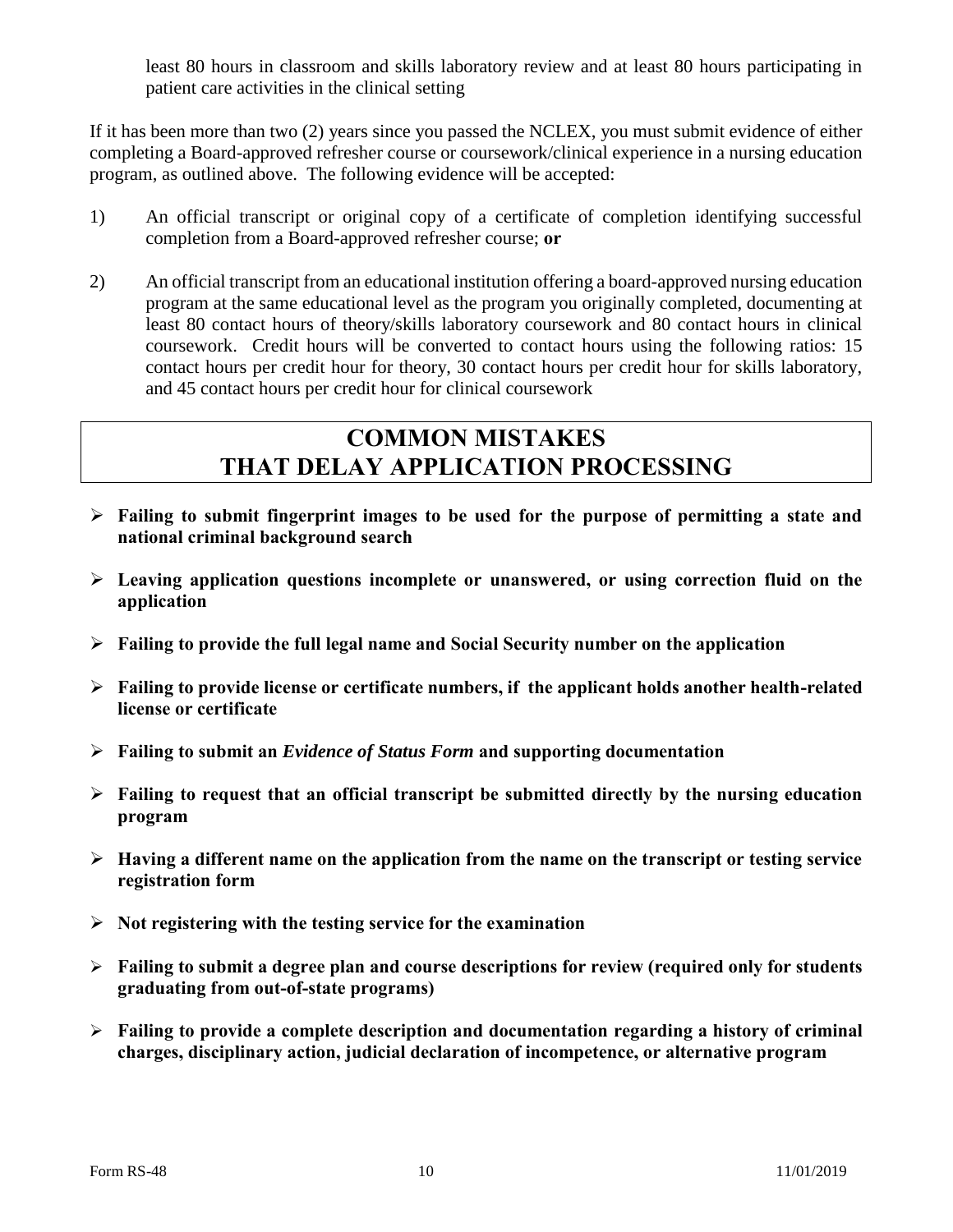least 80 hours in classroom and skills laboratory review and at least 80 hours participating in patient care activities in the clinical setting

If it has been more than two (2) years since you passed the NCLEX, you must submit evidence of either completing a Board-approved refresher course or coursework/clinical experience in a nursing education program, as outlined above. The following evidence will be accepted:

1) An official transcript or original copy of a certificate of completion identifying successful completion from a Board-approved refresher course; **or**

2) An official transcript from an educational institution offering a board-approved nursing education program at the same educational level as the program you originally completed, documenting at least 80 contact hours of theory/skills laboratory coursework and 80 contact hours in clinical coursework. Credit hours will be converted to contact hours using the following ratios: 15 contact hours per credit hour for theory, 30 contact hours per credit hour for skills laboratory, and 45 contact hours per credit hour for clinical coursework

# COMMON MISTAKES THAT DELAY APPLICATION PROCESSING

- **Failing to submit fingerprint images to be used for the purpose of permitting a state and national criminal background search**
- **Leaving application questions incomplete or unanswered, or using correction fluid on the application**
- **Failing to provide the full legal name and Social Security number on the application**
- **Failing to provide license or certificate numbers, if the applicant holds another health-related license or certificate**
- **Failing to submit an *Evidence of Status Form* and supporting documentation**
- **Failing to request that an official transcript be submitted directly by the nursing education program**
- **Having a different name on the application from the name on the transcript or testing service registration form**
- **Not registering with the testing service for the examination**
- **Failing to submit a degree plan and course descriptions for review (required only for students graduating from out-of-state programs)**
- **Failing to provide a complete description and documentation regarding a history of criminal charges, disciplinary action, judicial declaration of incompetence, or alternative program**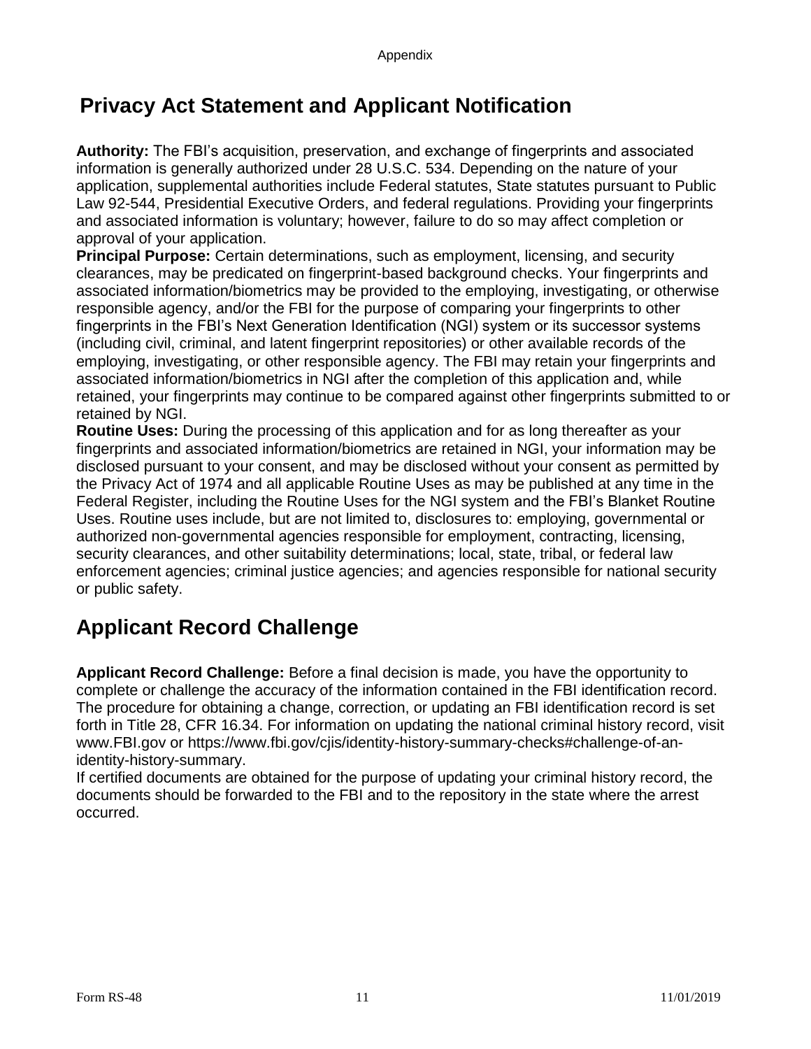# Privacy Act Statement and Applicant Notification

**Authority:** The FBI's acquisition, preservation, and exchange of fingerprints and associated information is generally authorized under 28 U.S.C. 534. Depending on the nature of your application, supplemental authorities include Federal statutes, State statutes pursuant to Public Law 92-544, Presidential Executive Orders, and federal regulations. Providing your fingerprints and associated information is voluntary; however, failure to do so may affect completion or approval of your application.

**Principal Purpose:** Certain determinations, such as employment, licensing, and security clearances, may be predicated on fingerprint-based background checks. Your fingerprints and associated information/biometrics may be provided to the employing, investigating, or otherwise responsible agency, and/or the FBI for the purpose of comparing your fingerprints to other fingerprints in the FBI's Next Generation Identification (NGI) system or its successor systems (including civil, criminal, and latent fingerprint repositories) or other available records of the employing, investigating, or other responsible agency. The FBI may retain your fingerprints and associated information/biometrics in NGI after the completion of this application and, while retained, your fingerprints may continue to be compared against other fingerprints submitted to or retained by NGI.

**Routine Uses:** During the processing of this application and for as long thereafter as your fingerprints and associated information/biometrics are retained in NGI, your information may be disclosed pursuant to your consent, and may be disclosed without your consent as permitted by the Privacy Act of 1974 and all applicable Routine Uses as may be published at any time in the Federal Register, including the Routine Uses for the NGI system and the FBI's Blanket Routine Uses. Routine uses include, but are not limited to, disclosures to: employing, governmental or authorized non-governmental agencies responsible for employment, contracting, licensing, security clearances, and other suitability determinations; local, state, tribal, or federal law enforcement agencies; criminal justice agencies; and agencies responsible for national security or public safety.

# Applicant Record Challenge

**Applicant Record Challenge:** Before a final decision is made, you have the opportunity to complete or challenge the accuracy of the information contained in the FBI identification record. The procedure for obtaining a change, correction, or updating an FBI identification record is set forth in Title 28, CFR 16.34. For information on updating the national criminal history record, visit www.FBI.gov or https://www.fbi.gov/cjis/identity-history-summary-checks#challenge-of-an-identity-history-summary.

If certified documents are obtained for the purpose of updating your criminal history record, the documents should be forwarded to the FBI and to the repository in the state where the arrest occurred.